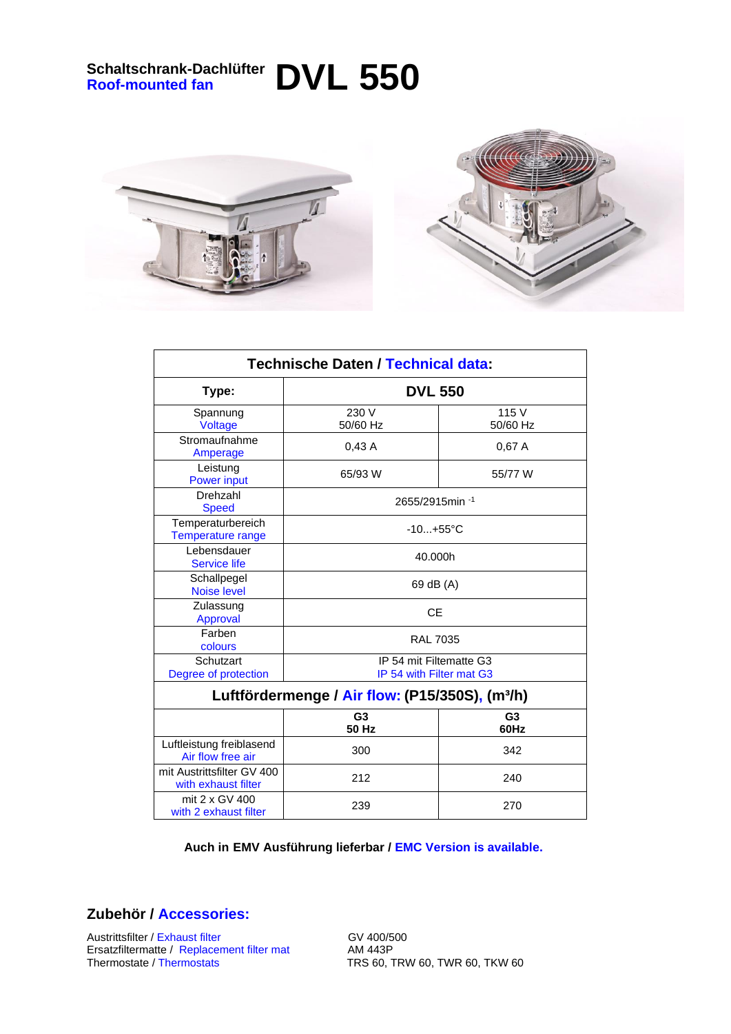# Schaltschrank-Dachlüfter / Roof-mounted fan **DVL 550**

| Technische Daten / Technical data: | | |
|---|---|---|
| **Type:** | **DVL 550** | |
| Spannung / Voltage | 230 V 50/60 Hz | 115 V 50/60 Hz |
| Stromaufnahme / Amperage | 0,43 A | 0,67 A |
| Leistung / Power input | 65/93 W | 55/77 W |
| Drehzahl / Speed | 2655/2915min $^{-1}$ | |
| Temperaturbereich / Temperature range | -10...+55°C | |
| Lebensdauer / Service life | 40.000h | |
| Schallpegel / Noise level | 69 dB (A) | |
| Zulassung / Approval | CE | |
| Farben / colours | RAL 7035 | |
| Schutzart / Degree of protection | IP 54 mit Filtematte G3 / IP 54 with Filter mat G3 | |
| **Luftfördermenge / Air flow: (P15/350S), (m³/h)** | | |
| | **G3 50 Hz** | **G3 60Hz** |
| Luftleistung freiblasend / Air flow free air | 300 | 342 |
| mit Austrittsfilter GV 400 / with exhaust filter | 212 | 240 |
| mit 2 x GV 400 / with 2 exhaust filter | 239 | 270 |

**Auch in EMV Ausführung lieferbar / EMC Version is available.**

## Zubehör / Accessories:

| | |
|---|---|
| Austrittsfilter / Exhaust filter | GV 400/500 |
| Ersatzfiltermatte / Replacement filter mat | AM 443P |
| Thermostate / Thermostats | TRS 60, TRW 60, TWR 60, TKW 60 |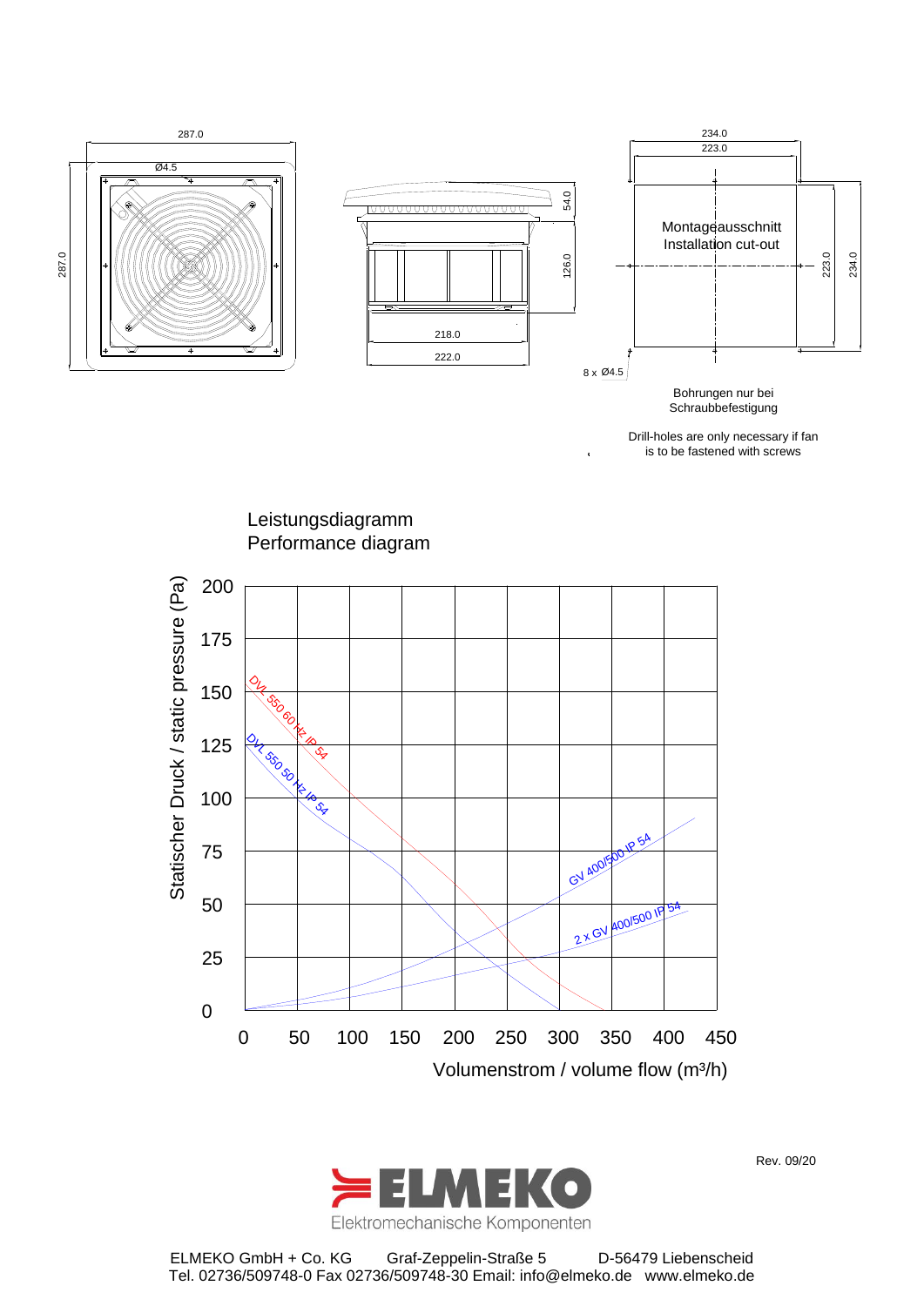287.0

Ø4.5

287.0

54.0

126.0

218.0

222.0

234.0

223.0

Montageausschnitt
Installation cut-out

223.0

234.0

8 x Ø4.5

Bohrungen nur bei Schraubbefestigung

Drill-holes are only necessary if fan is to be fastened with screws

## Leistungsdiagramm
## Performance diagram

Statischer Druck / static pressure (Pa)

200
175
150
125
100
75
50
25
0

0 50 100 150 200 250 300 350 400 450

Volumenstrom / volume flow (m³/h)

DVL 550 60 Hz IP 54

DVL 550 50 Hz IP 54

GV 400/500 IP 54

2 x GV 400/500 IP 54

Rev. 09/20

ELMEKO
Elektromechanische Komponenten

ELMEKO GmbH + Co. KG Graf-Zeppelin-Straße 5 D-56479 Liebenscheid
Tel. 02736/509748-0 Fax 02736/509748-30 Email: info@elmeko.de www.elmeko.de